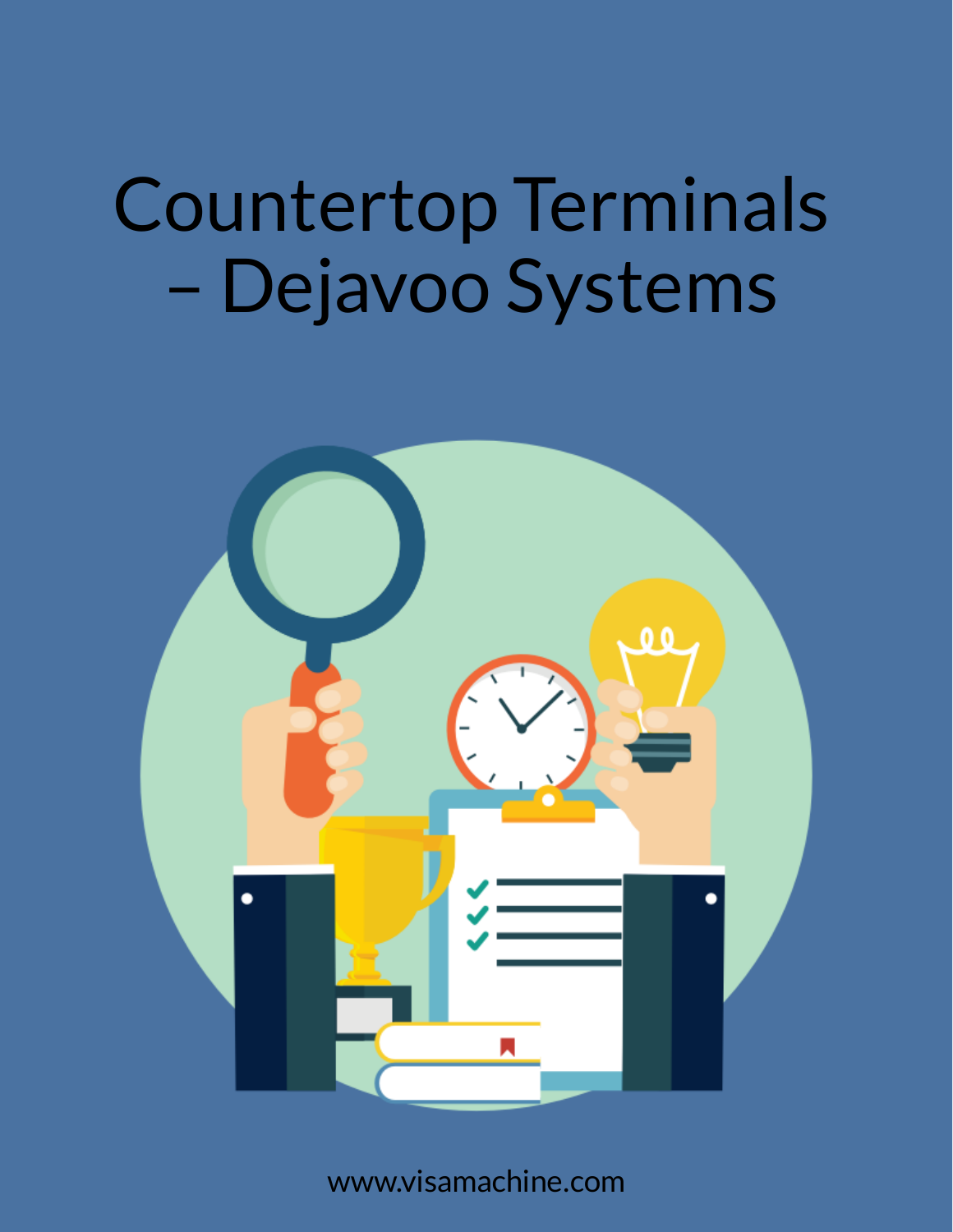# Countertop Terminals – Dejavoo Systems

www.visamachine.com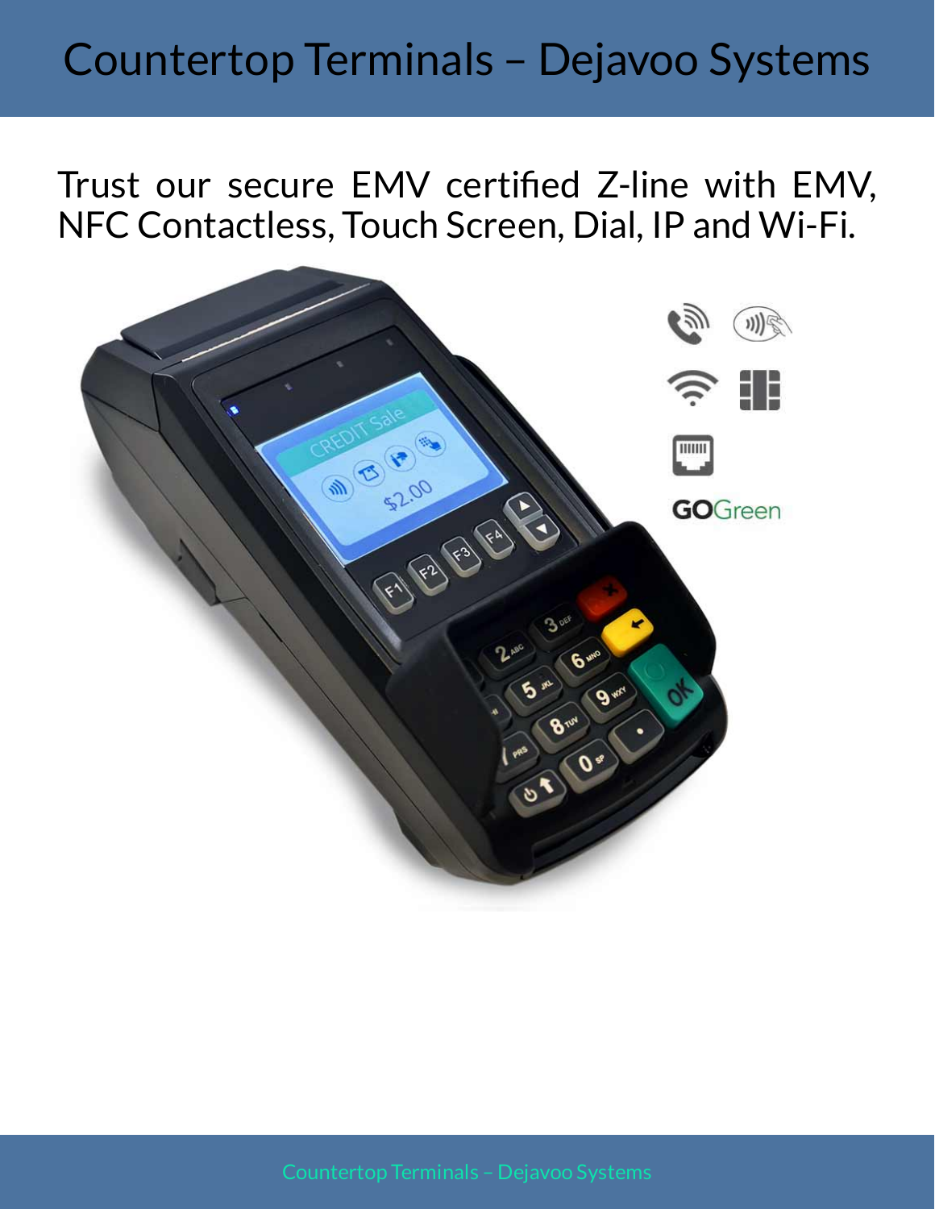# Countertop Terminals – Dejavoo Systems

Trust our secure EMV certified Z-line with EMV, NFC Contactless, Touch Screen, Dial, IP and Wi-Fi.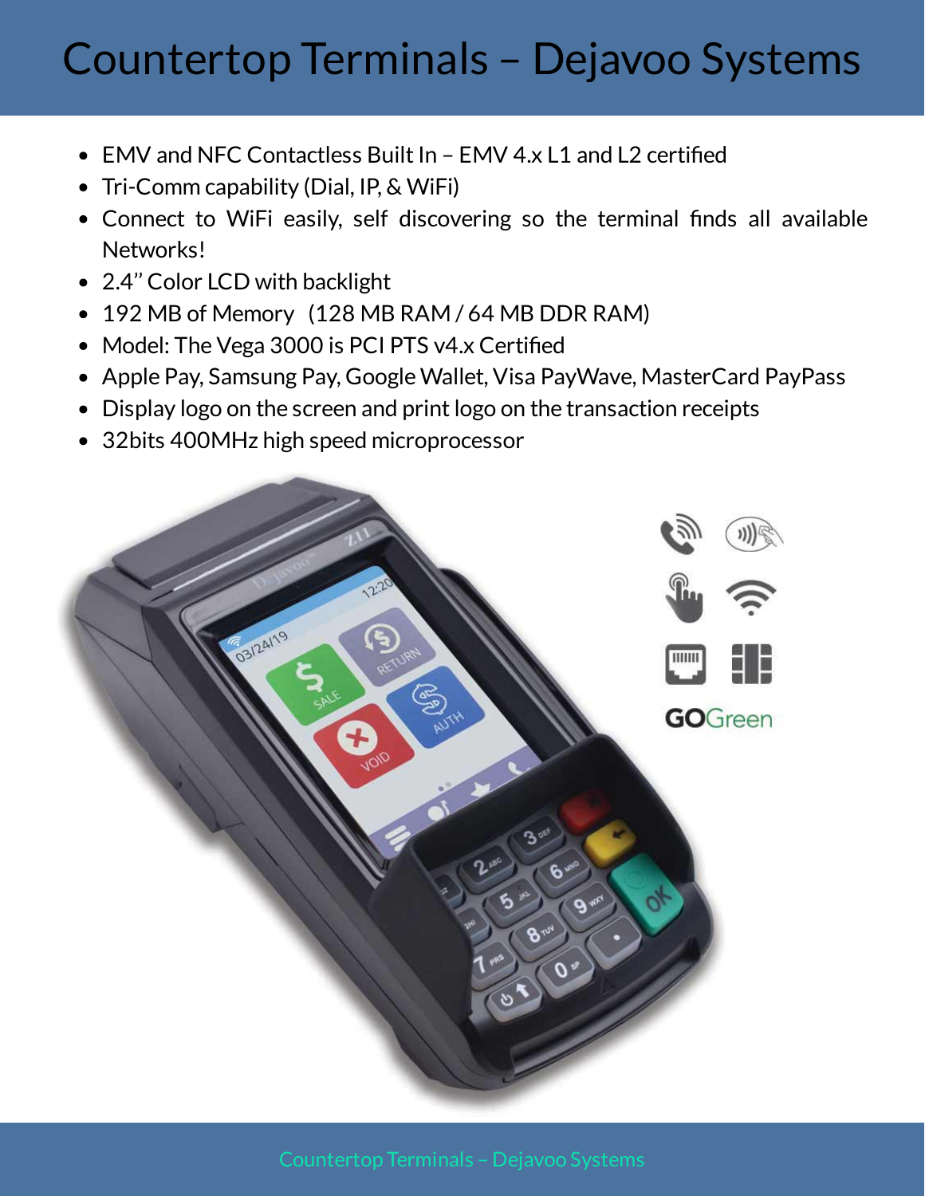# Countertop Terminals – Dejavoo Systems

- EMV and NFC Contactless Built In – EMV 4.x L1 and L2 certified
- Tri-Comm capability (Dial, IP, & WiFi)
- Connect to WiFi easily, self discovering so the terminal finds all available Networks!
- 2.4'' Color LCD with backlight
- 192 MB of Memory (128 MB RAM / 64 MB DDR RAM)
- Model: The Vega 3000 is PCI PTS v4.x Certified
- Apple Pay, Samsung Pay, Google Wallet, Visa PayWave, MasterCard PayPass
- Display logo on the screen and print logo on the transaction receipts
- 32bits 400MHz high speed microprocessor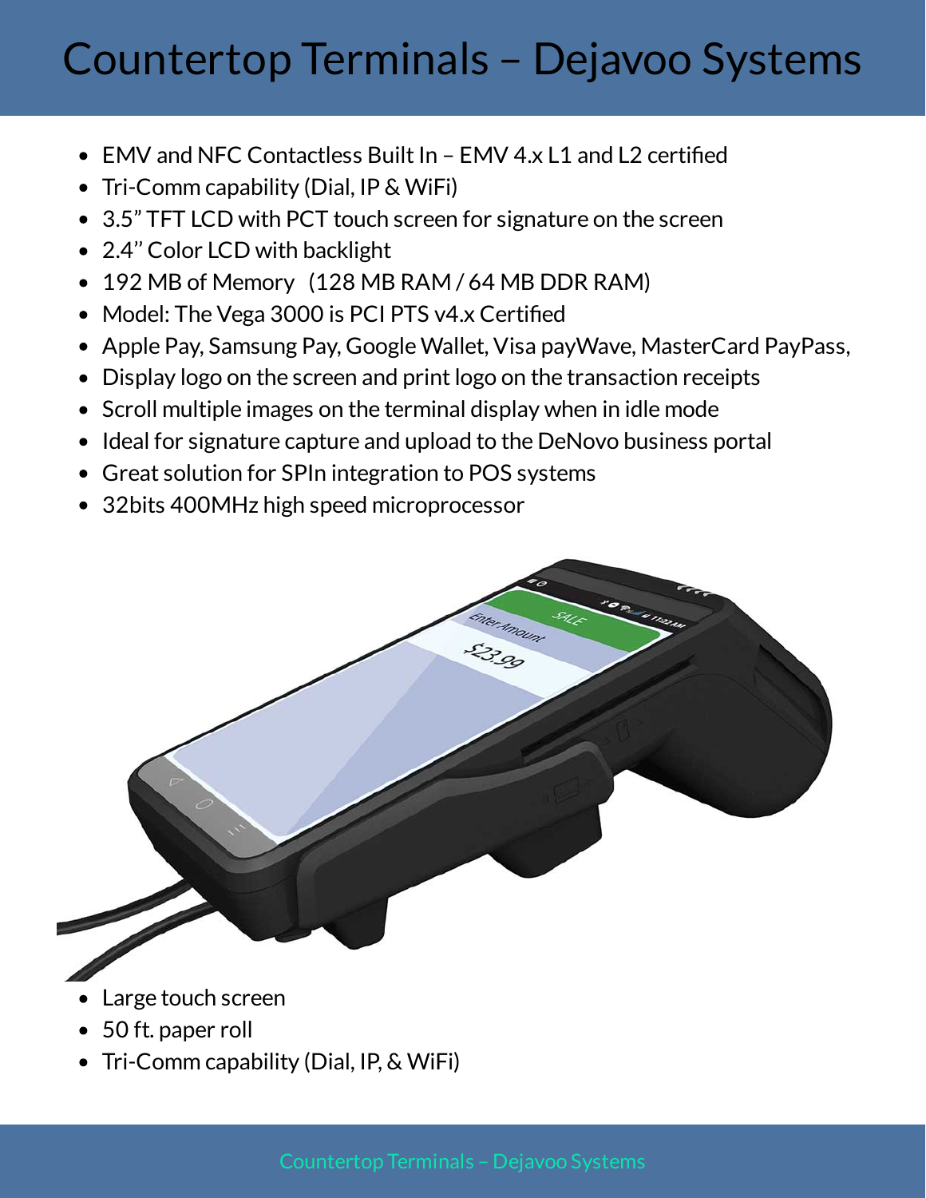# Countertop Terminals – Dejavoo Systems

- EMV and NFC Contactless Built In – EMV 4.x L1 and L2 certified
- Tri-Comm capability (Dial, IP & WiFi)
- 3.5" TFT LCD with PCT touch screen for signature on the screen
- 2.4'' Color LCD with backlight
- 192 MB of Memory (128 MB RAM / 64 MB DDR RAM)
- Model: The Vega 3000 is PCI PTS v4.x Certified
- Apple Pay, Samsung Pay, Google Wallet, Visa payWave, MasterCard PayPass,
- Display logo on the screen and print logo on the transaction receipts
- Scroll multiple images on the terminal display when in idle mode
- Ideal for signature capture and upload to the DeNovo business portal
- Great solution for SPIn integration to POS systems
- 32bits 400MHz high speed microprocessor

- Large touch screen
- 50 ft. paper roll
- Tri-Comm capability (Dial, IP, & WiFi)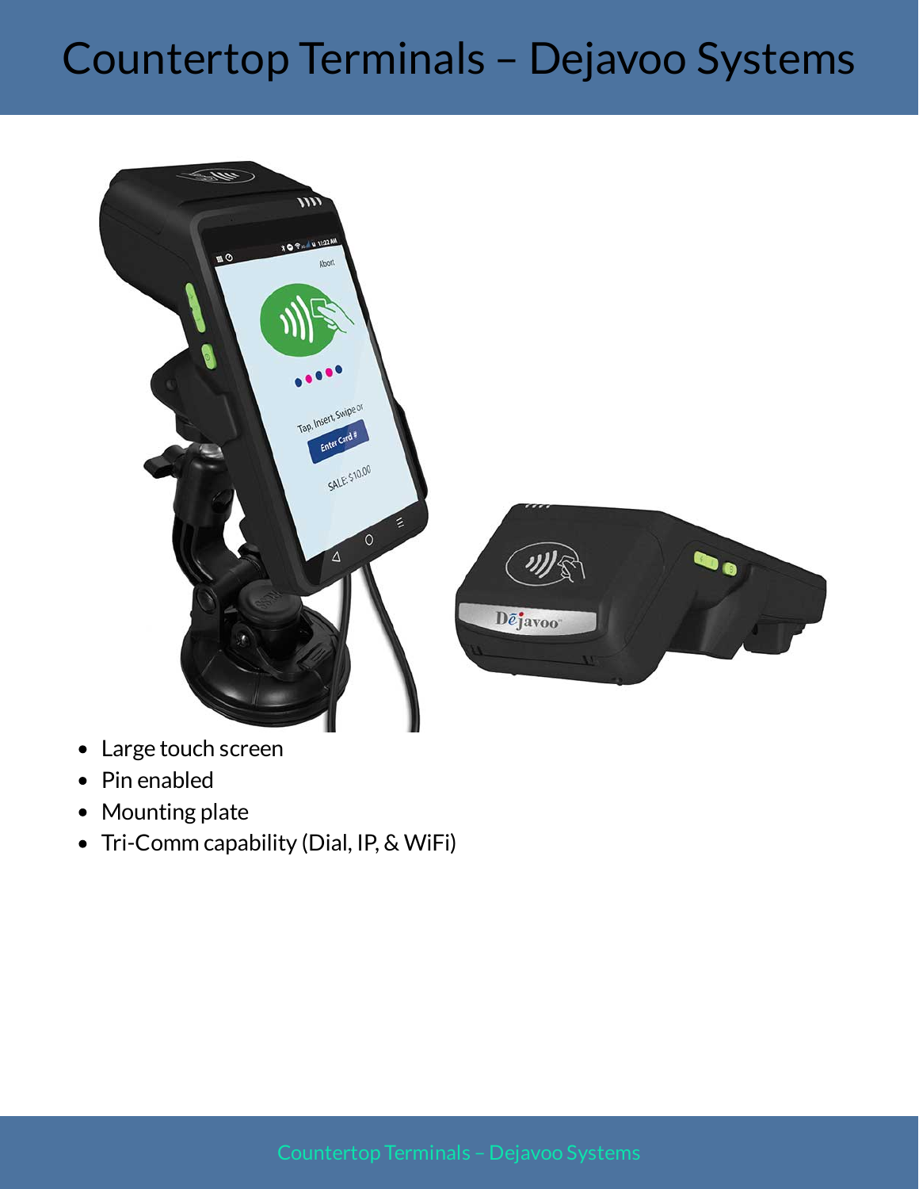# Countertop Terminals – Dejavoo Systems

- Large touch screen
- Pin enabled
- Mounting plate
- Tri-Comm capability (Dial, IP, & WiFi)